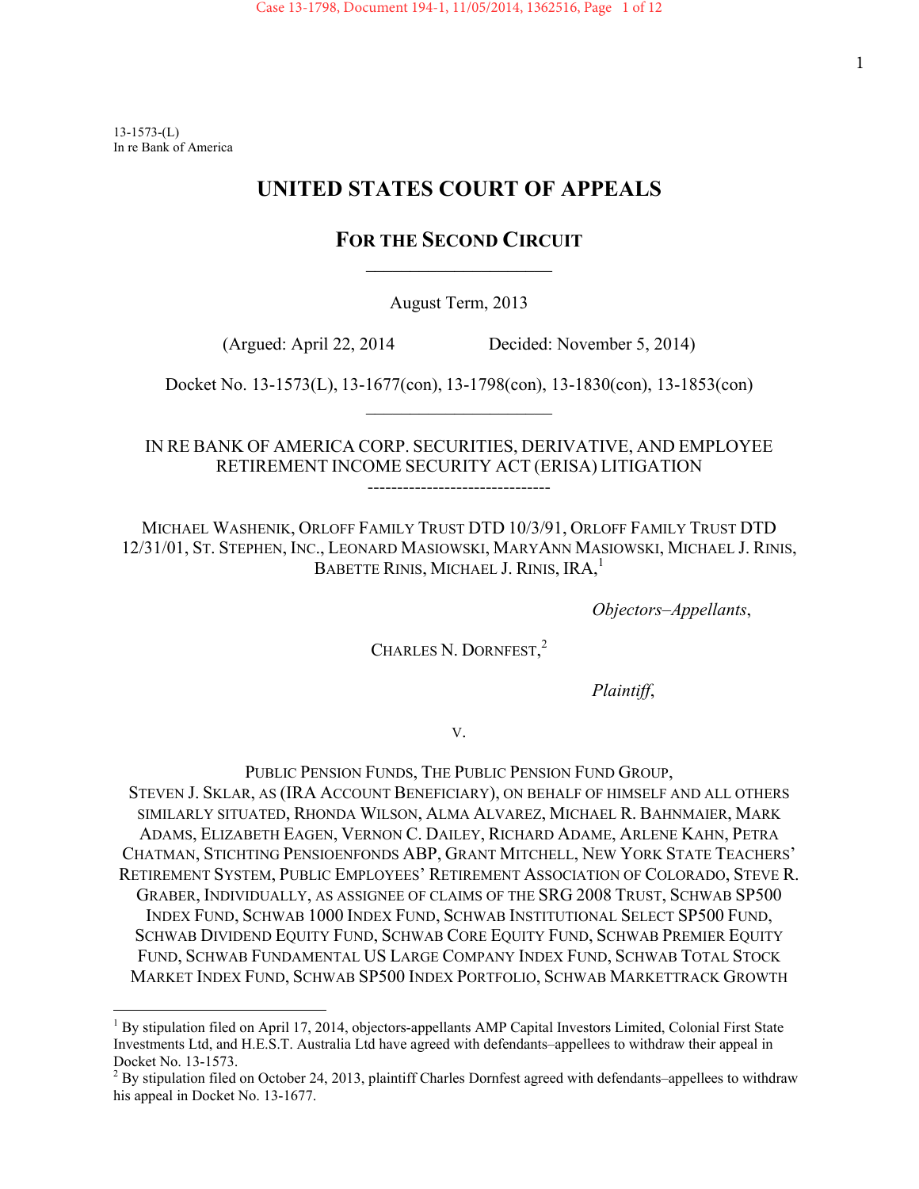13-1573-(L)
In re Bank of America

# UNITED STATES COURT OF APPEALS

## FOR THE SECOND CIRCUIT

———————————

August Term, 2013

(Argued: April 22, 2014 Decided: November 5, 2014)

Docket No. 13-1573(L), 13-1677(con), 13-1798(con), 13-1830(con), 13-1853(con)

———————————

IN RE BANK OF AMERICA CORP. SECURITIES, DERIVATIVE, AND EMPLOYEE RETIREMENT INCOME SECURITY ACT (ERISA) LITIGATION

-------------------------------

MICHAEL WASHENIK, ORLOFF FAMILY TRUST DTD 10/3/91, ORLOFF FAMILY TRUST DTD 12/31/01, ST. STEPHEN, INC., LEONARD MASIOWSKI, MARYANN MASIOWSKI, MICHAEL J. RINIS, BABETTE RINIS, MICHAEL J. RINIS, IRA,[1]

*Objectors–Appellants*,

CHARLES N. DORNFEST,[2]

*Plaintiff*,

v.

PUBLIC PENSION FUNDS, THE PUBLIC PENSION FUND GROUP, STEVEN J. SKLAR, AS (IRA ACCOUNT BENEFICIARY), ON BEHALF OF HIMSELF AND ALL OTHERS SIMILARLY SITUATED, RHONDA WILSON, ALMA ALVAREZ, MICHAEL R. BAHNMAIER, MARK ADAMS, ELIZABETH EAGEN, VERNON C. DAILEY, RICHARD ADAME, ARLENE KAHN, PETRA CHATMAN, STICHTING PENSIOENFONDS ABP, GRANT MITCHELL, NEW YORK STATE TEACHERS' RETIREMENT SYSTEM, PUBLIC EMPLOYEES' RETIREMENT ASSOCIATION OF COLORADO, STEVE R. GRABER, INDIVIDUALLY, AS ASSIGNEE OF CLAIMS OF THE SRG 2008 TRUST, SCHWAB SP500 INDEX FUND, SCHWAB 1000 INDEX FUND, SCHWAB INSTITUTIONAL SELECT SP500 FUND, SCHWAB DIVIDEND EQUITY FUND, SCHWAB CORE EQUITY FUND, SCHWAB PREMIER EQUITY FUND, SCHWAB FUNDAMENTAL US LARGE COMPANY INDEX FUND, SCHWAB TOTAL STOCK MARKET INDEX FUND, SCHWAB SP500 INDEX PORTFOLIO, SCHWAB MARKETTRACK GROWTH

---

[1] By stipulation filed on April 17, 2014, objectors-appellants AMP Capital Investors Limited, Colonial First State Investments Ltd, and H.E.S.T. Australia Ltd have agreed with defendants–appellees to withdraw their appeal in Docket No. 13-1573.

[2] By stipulation filed on October 24, 2013, plaintiff Charles Dornfest agreed with defendants–appellees to withdraw his appeal in Docket No. 13-1677.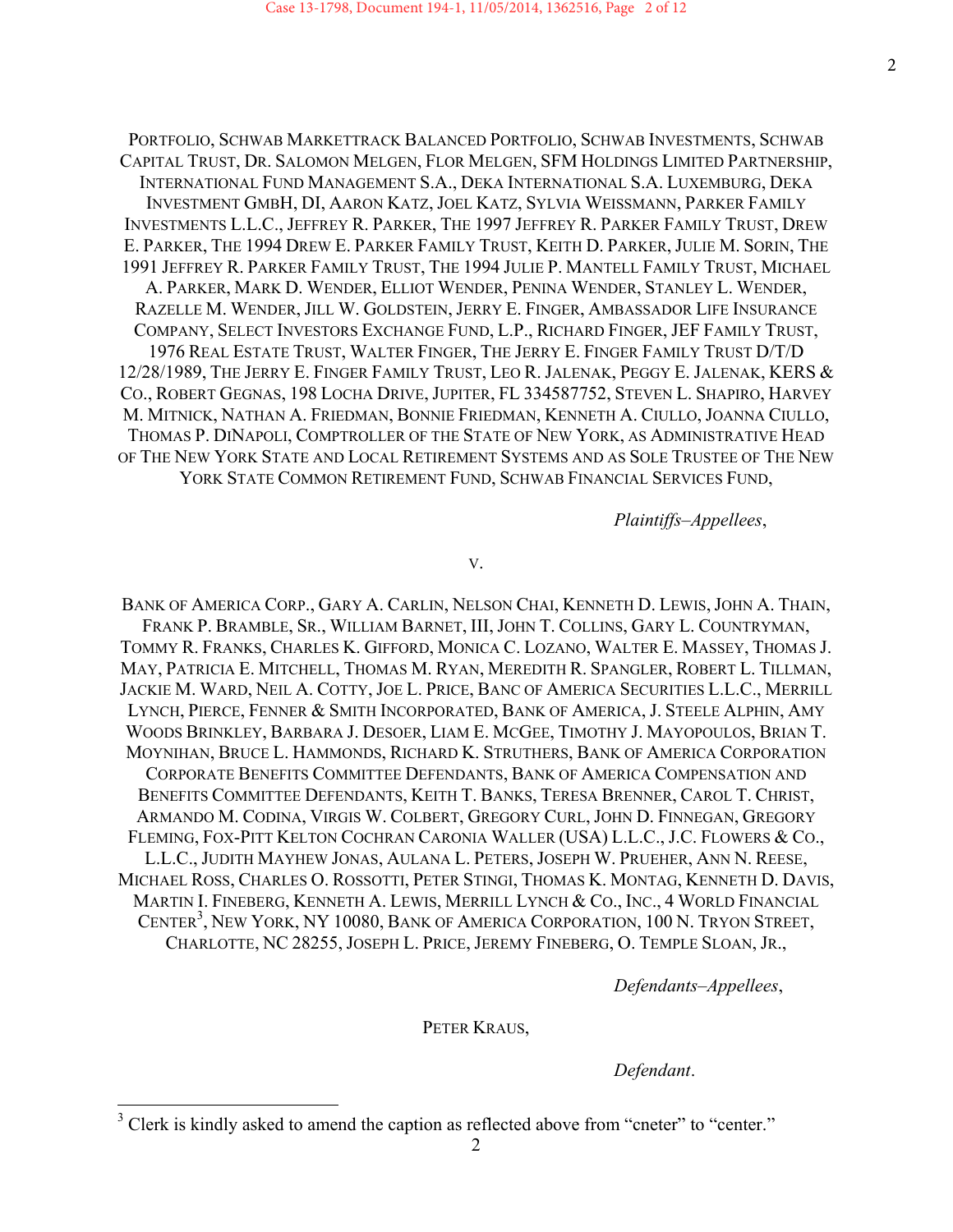PORTFOLIO, SCHWAB MARKETTRACK BALANCED PORTFOLIO, SCHWAB INVESTMENTS, SCHWAB CAPITAL TRUST, DR. SALOMON MELGEN, FLOR MELGEN, SFM HOLDINGS LIMITED PARTNERSHIP, INTERNATIONAL FUND MANAGEMENT S.A., DEKA INTERNATIONAL S.A. LUXEMBURG, DEKA INVESTMENT GMBH, DI, AARON KATZ, JOEL KATZ, SYLVIA WEISSMANN, PARKER FAMILY INVESTMENTS L.L.C., JEFFREY R. PARKER, THE 1997 JEFFREY R. PARKER FAMILY TRUST, DREW E. PARKER, THE 1994 DREW E. PARKER FAMILY TRUST, KEITH D. PARKER, JULIE M. SORIN, THE 1991 JEFFREY R. PARKER FAMILY TRUST, THE 1994 JULIE P. MANTELL FAMILY TRUST, MICHAEL A. PARKER, MARK D. WENDER, ELLIOT WENDER, PENINA WENDER, STANLEY L. WENDER, RAZELLE M. WENDER, JILL W. GOLDSTEIN, JERRY E. FINGER, AMBASSADOR LIFE INSURANCE COMPANY, SELECT INVESTORS EXCHANGE FUND, L.P., RICHARD FINGER, JEF FAMILY TRUST, 1976 REAL ESTATE TRUST, WALTER FINGER, THE JERRY E. FINGER FAMILY TRUST D/T/D 12/28/1989, THE JERRY E. FINGER FAMILY TRUST, LEO R. JALENAK, PEGGY E. JALENAK, KERS & CO., ROBERT GEGNAS, 198 LOCHA DRIVE, JUPITER, FL 334587752, STEVEN L. SHAPIRO, HARVEY M. MITNICK, NATHAN A. FRIEDMAN, BONNIE FRIEDMAN, KENNETH A. CIULLO, JOANNA CIULLO, THOMAS P. DINAPOLI, COMPTROLLER OF THE STATE OF NEW YORK, AS ADMINISTRATIVE HEAD OF THE NEW YORK STATE AND LOCAL RETIREMENT SYSTEMS AND AS SOLE TRUSTEE OF THE NEW YORK STATE COMMON RETIREMENT FUND, SCHWAB FINANCIAL SERVICES FUND,

*Plaintiffs–Appellees*,

v.

BANK OF AMERICA CORP., GARY A. CARLIN, NELSON CHAI, KENNETH D. LEWIS, JOHN A. THAIN, FRANK P. BRAMBLE, SR., WILLIAM BARNET, III, JOHN T. COLLINS, GARY L. COUNTRYMAN, TOMMY R. FRANKS, CHARLES K. GIFFORD, MONICA C. LOZANO, WALTER E. MASSEY, THOMAS J. MAY, PATRICIA E. MITCHELL, THOMAS M. RYAN, MEREDITH R. SPANGLER, ROBERT L. TILLMAN, JACKIE M. WARD, NEIL A. COTTY, JOE L. PRICE, BANC OF AMERICA SECURITIES L.L.C., MERRILL LYNCH, PIERCE, FENNER & SMITH INCORPORATED, BANK OF AMERICA, J. STEELE ALPHIN, AMY WOODS BRINKLEY, BARBARA J. DESOER, LIAM E. MCGEE, TIMOTHY J. MAYOPOULOS, BRIAN T. MOYNIHAN, BRUCE L. HAMMONDS, RICHARD K. STRUTHERS, BANK OF AMERICA CORPORATION CORPORATE BENEFITS COMMITTEE DEFENDANTS, BANK OF AMERICA COMPENSATION AND BENEFITS COMMITTEE DEFENDANTS, KEITH T. BANKS, TERESA BRENNER, CAROL T. CHRIST, ARMANDO M. CODINA, VIRGIS W. COLBERT, GREGORY CURL, JOHN D. FINNEGAN, GREGORY FLEMING, FOX-PITT KELTON COCHRAN CARONIA WALLER (USA) L.L.C., J.C. FLOWERS & CO., L.L.C., JUDITH MAYHEW JONAS, AULANA L. PETERS, JOSEPH W. PRUEHER, ANN N. REESE, MICHAEL ROSS, CHARLES O. ROSSOTTI, PETER STINGI, THOMAS K. MONTAG, KENNETH D. DAVIS, MARTIN I. FINEBERG, KENNETH A. LEWIS, MERRILL LYNCH & CO., INC., 4 WORLD FINANCIAL CENTER[3], NEW YORK, NY 10080, BANK OF AMERICA CORPORATION, 100 N. TRYON STREET, CHARLOTTE, NC 28255, JOSEPH L. PRICE, JEREMY FINEBERG, O. TEMPLE SLOAN, JR.,

*Defendants–Appellees*,

PETER KRAUS,

*Defendant*.

[3] Clerk is kindly asked to amend the caption as reflected above from "cneter" to "center."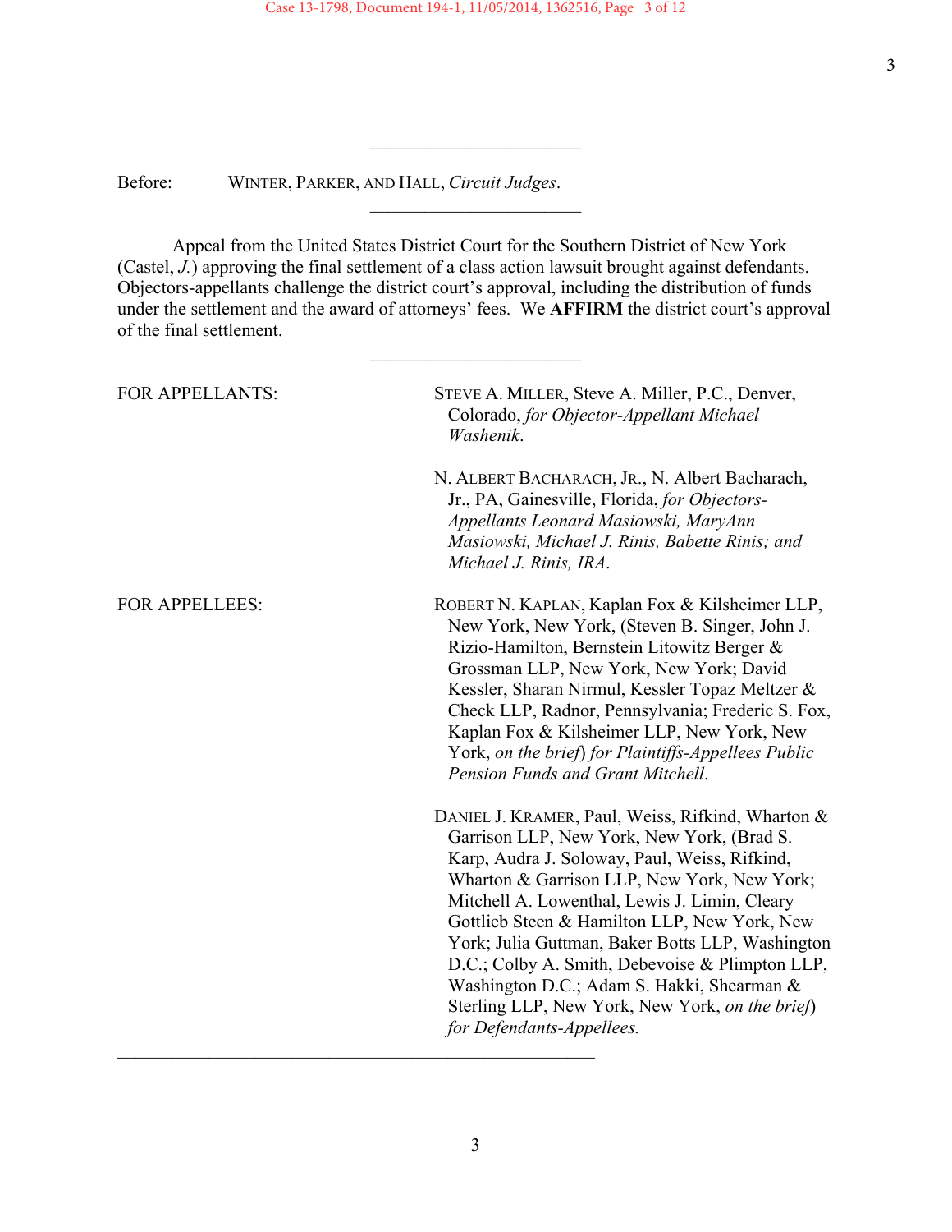---

Before: WINTER, PARKER, AND HALL, *Circuit Judges*.

---

Appeal from the United States District Court for the Southern District of New York (Castel, *J.*) approving the final settlement of a class action lawsuit brought against defendants. Objectors-appellants challenge the district court's approval, including the distribution of funds under the settlement and the award of attorneys' fees. We **AFFIRM** the district court's approval of the final settlement.

---

FOR APPELLANTS: STEVE A. MILLER, Steve A. Miller, P.C., Denver, Colorado, *for Objector-Appellant Michael Washenik*.

N. ALBERT BACHARACH, JR., N. Albert Bacharach, Jr., PA, Gainesville, Florida, *for Objectors-Appellants Leonard Masiowski, MaryAnn Masiowski, Michael J. Rinis, Babette Rinis; and Michael J. Rinis, IRA*.

FOR APPELLEES: ROBERT N. KAPLAN, Kaplan Fox & Kilsheimer LLP, New York, New York, (Steven B. Singer, John J. Rizio-Hamilton, Bernstein Litowitz Berger & Grossman LLP, New York, New York; David Kessler, Sharan Nirmul, Kessler Topaz Meltzer & Check LLP, Radnor, Pennsylvania; Frederic S. Fox, Kaplan Fox & Kilsheimer LLP, New York, New York, *on the brief*) *for Plaintiffs-Appellees Public Pension Funds and Grant Mitchell*.

DANIEL J. KRAMER, Paul, Weiss, Rifkind, Wharton & Garrison LLP, New York, New York, (Brad S. Karp, Audra J. Soloway, Paul, Weiss, Rifkind, Wharton & Garrison LLP, New York, New York; Mitchell A. Lowenthal, Lewis J. Limin, Cleary Gottlieb Steen & Hamilton LLP, New York, New York; Julia Guttman, Baker Botts LLP, Washington D.C.; Colby A. Smith, Debevoise & Plimpton LLP, Washington D.C.; Adam S. Hakki, Shearman & Sterling LLP, New York, New York, *on the brief*) *for Defendants-Appellees.*

---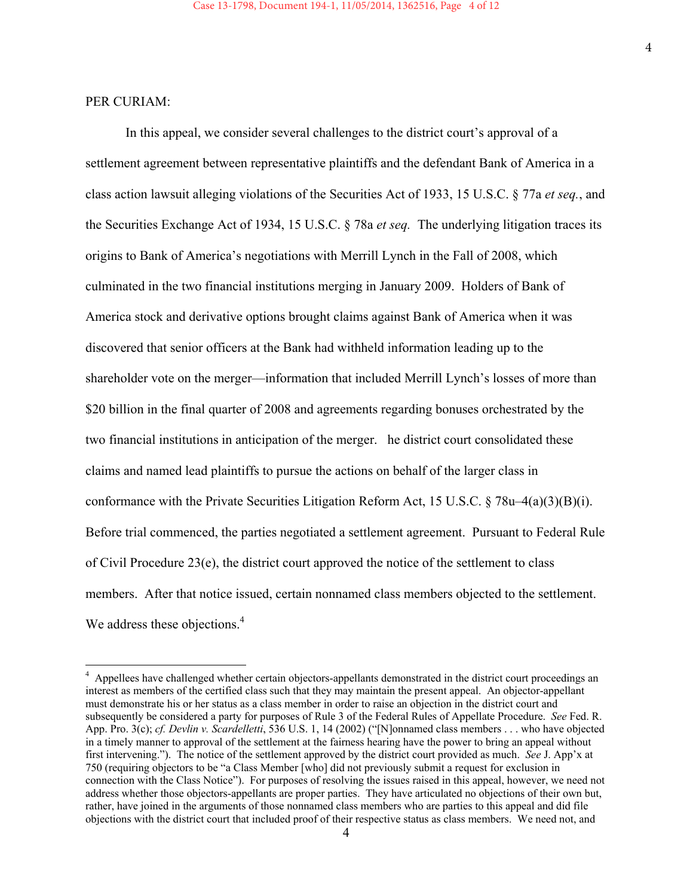PER CURIAM:

In this appeal, we consider several challenges to the district court's approval of a settlement agreement between representative plaintiffs and the defendant Bank of America in a class action lawsuit alleging violations of the Securities Act of 1933, 15 U.S.C. § 77a *et seq.*, and the Securities Exchange Act of 1934, 15 U.S.C. § 78a *et seq.* The underlying litigation traces its origins to Bank of America's negotiations with Merrill Lynch in the Fall of 2008, which culminated in the two financial institutions merging in January 2009. Holders of Bank of America stock and derivative options brought claims against Bank of America when it was discovered that senior officers at the Bank had withheld information leading up to the shareholder vote on the merger—information that included Merrill Lynch's losses of more than $20 billion in the final quarter of 2008 and agreements regarding bonuses orchestrated by the two financial institutions in anticipation of the merger. he district court consolidated these claims and named lead plaintiffs to pursue the actions on behalf of the larger class in conformance with the Private Securities Litigation Reform Act, 15 U.S.C. § 78u–4(a)(3)(B)(i). Before trial commenced, the parties negotiated a settlement agreement. Pursuant to Federal Rule of Civil Procedure 23(e), the district court approved the notice of the settlement to class members. After that notice issued, certain nonnamed class members objected to the settlement. We address these objections.[4]

---

[4] Appellees have challenged whether certain objectors-appellants demonstrated in the district court proceedings an interest as members of the certified class such that they may maintain the present appeal. An objector-appellant must demonstrate his or her status as a class member in order to raise an objection in the district court and subsequently be considered a party for purposes of Rule 3 of the Federal Rules of Appellate Procedure. *See* Fed. R. App. Pro. 3(c); *cf. Devlin v. Scardelletti*, 536 U.S. 1, 14 (2002) ("[N]onnamed class members . . . who have objected in a timely manner to approval of the settlement at the fairness hearing have the power to bring an appeal without first intervening."). The notice of the settlement approved by the district court provided as much. *See* J. App'x at 750 (requiring objectors to be "a Class Member [who] did not previously submit a request for exclusion in connection with the Class Notice"). For purposes of resolving the issues raised in this appeal, however, we need not address whether those objectors-appellants are proper parties. They have articulated no objections of their own but, rather, have joined in the arguments of those nonnamed class members who are parties to this appeal and did file objections with the district court that included proof of their respective status as class members. We need not, and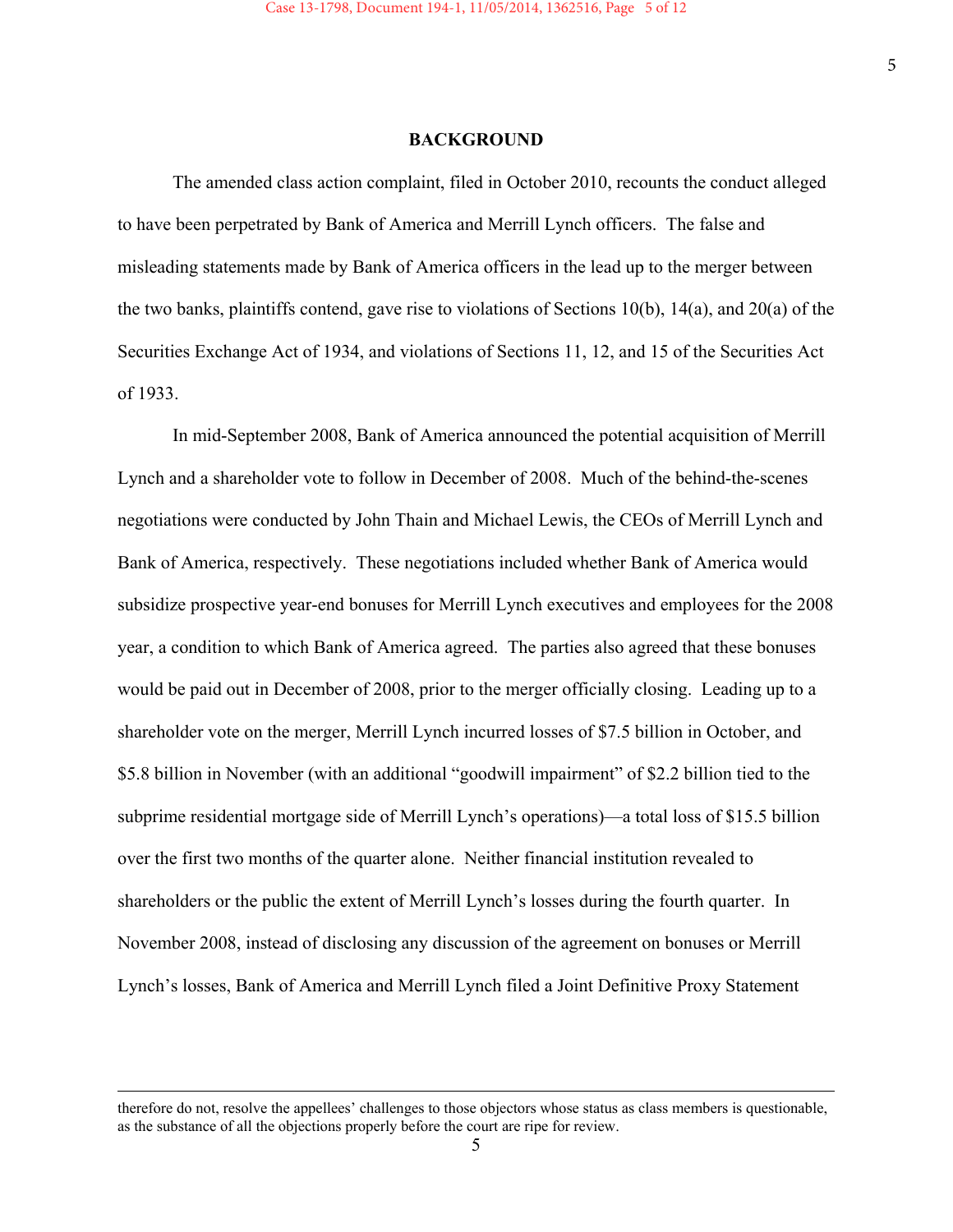## BACKGROUND

The amended class action complaint, filed in October 2010, recounts the conduct alleged to have been perpetrated by Bank of America and Merrill Lynch officers. The false and misleading statements made by Bank of America officers in the lead up to the merger between the two banks, plaintiffs contend, gave rise to violations of Sections 10(b), 14(a), and 20(a) of the Securities Exchange Act of 1934, and violations of Sections 11, 12, and 15 of the Securities Act of 1933.

In mid-September 2008, Bank of America announced the potential acquisition of Merrill Lynch and a shareholder vote to follow in December of 2008. Much of the behind-the-scenes negotiations were conducted by John Thain and Michael Lewis, the CEOs of Merrill Lynch and Bank of America, respectively. These negotiations included whether Bank of America would subsidize prospective year-end bonuses for Merrill Lynch executives and employees for the 2008 year, a condition to which Bank of America agreed. The parties also agreed that these bonuses would be paid out in December of 2008, prior to the merger officially closing. Leading up to a shareholder vote on the merger, Merrill Lynch incurred losses of $7.5 billion in October, and $5.8 billion in November (with an additional "goodwill impairment" of $2.2 billion tied to the subprime residential mortgage side of Merrill Lynch's operations)—a total loss of $15.5 billion over the first two months of the quarter alone. Neither financial institution revealed to shareholders or the public the extent of Merrill Lynch's losses during the fourth quarter. In November 2008, instead of disclosing any discussion of the agreement on bonuses or Merrill Lynch's losses, Bank of America and Merrill Lynch filed a Joint Definitive Proxy Statement

---

therefore do not, resolve the appellees' challenges to those objectors whose status as class members is questionable, as the substance of all the objections properly before the court are ripe for review.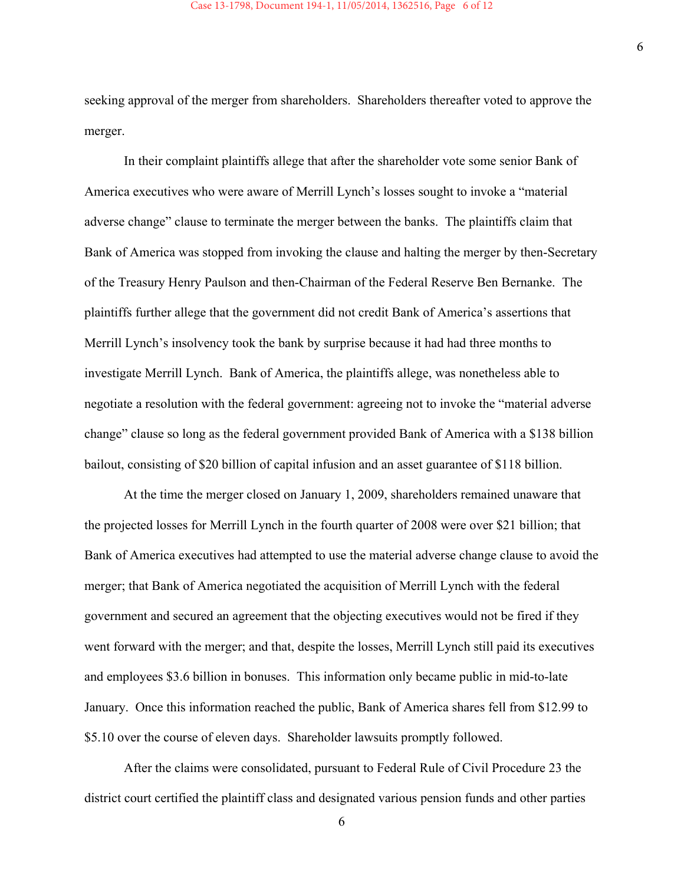seeking approval of the merger from shareholders. Shareholders thereafter voted to approve the merger.

In their complaint plaintiffs allege that after the shareholder vote some senior Bank of America executives who were aware of Merrill Lynch's losses sought to invoke a "material adverse change" clause to terminate the merger between the banks. The plaintiffs claim that Bank of America was stopped from invoking the clause and halting the merger by then-Secretary of the Treasury Henry Paulson and then-Chairman of the Federal Reserve Ben Bernanke. The plaintiffs further allege that the government did not credit Bank of America's assertions that Merrill Lynch's insolvency took the bank by surprise because it had had three months to investigate Merrill Lynch. Bank of America, the plaintiffs allege, was nonetheless able to negotiate a resolution with the federal government: agreeing not to invoke the "material adverse change" clause so long as the federal government provided Bank of America with a $138 billion bailout, consisting of $20 billion of capital infusion and an asset guarantee of $118 billion.

At the time the merger closed on January 1, 2009, shareholders remained unaware that the projected losses for Merrill Lynch in the fourth quarter of 2008 were over $21 billion; that Bank of America executives had attempted to use the material adverse change clause to avoid the merger; that Bank of America negotiated the acquisition of Merrill Lynch with the federal government and secured an agreement that the objecting executives would not be fired if they went forward with the merger; and that, despite the losses, Merrill Lynch still paid its executives and employees $3.6 billion in bonuses. This information only became public in mid-to-late January. Once this information reached the public, Bank of America shares fell from $12.99 to $5.10 over the course of eleven days. Shareholder lawsuits promptly followed.

After the claims were consolidated, pursuant to Federal Rule of Civil Procedure 23 the district court certified the plaintiff class and designated various pension funds and other parties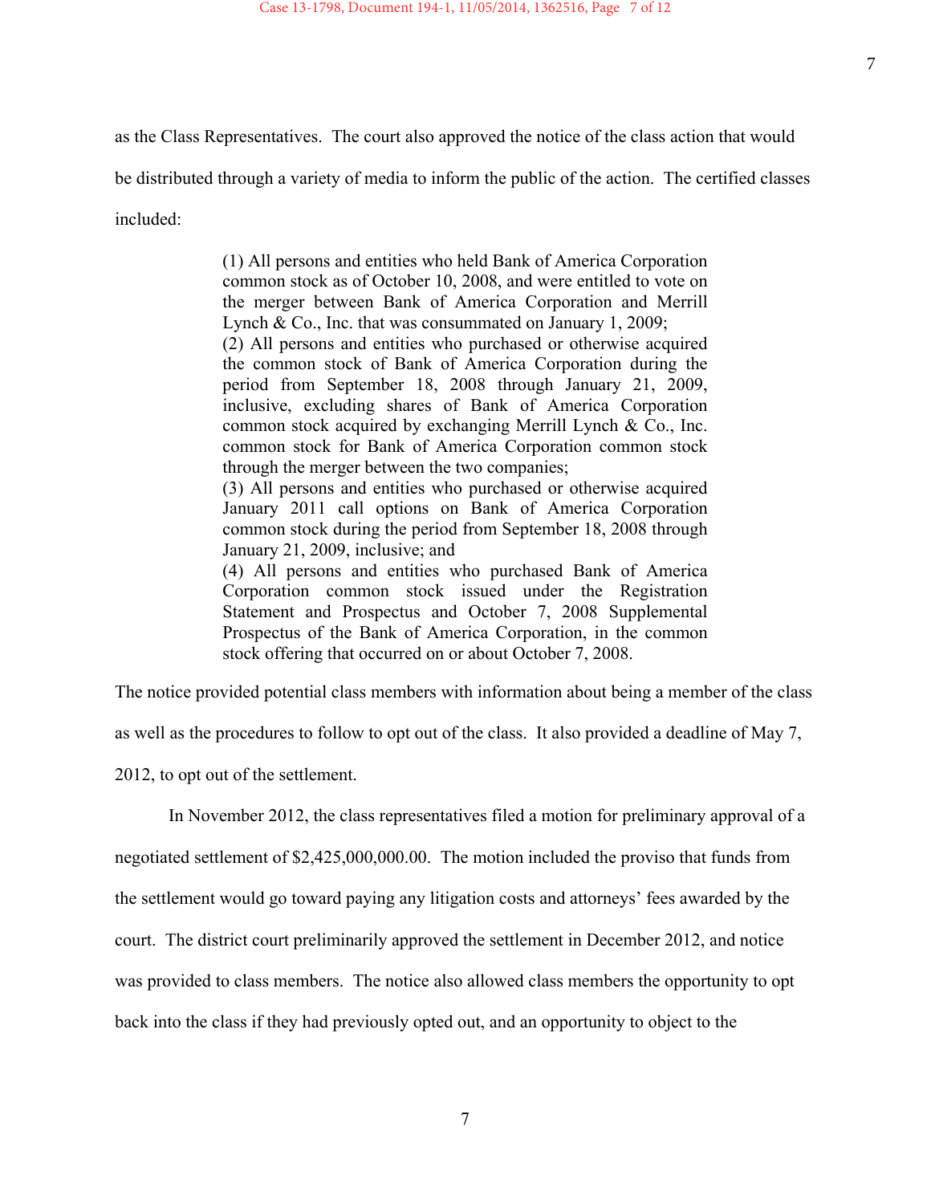as the Class Representatives. The court also approved the notice of the class action that would be distributed through a variety of media to inform the public of the action. The certified classes included:

> (1) All persons and entities who held Bank of America Corporation common stock as of October 10, 2008, and were entitled to vote on the merger between Bank of America Corporation and Merrill Lynch & Co., Inc. that was consummated on January 1, 2009;
> (2) All persons and entities who purchased or otherwise acquired the common stock of Bank of America Corporation during the period from September 18, 2008 through January 21, 2009, inclusive, excluding shares of Bank of America Corporation common stock acquired by exchanging Merrill Lynch & Co., Inc. common stock for Bank of America Corporation common stock through the merger between the two companies;
> (3) All persons and entities who purchased or otherwise acquired January 2011 call options on Bank of America Corporation common stock during the period from September 18, 2008 through January 21, 2009, inclusive; and
> (4) All persons and entities who purchased Bank of America Corporation common stock issued under the Registration Statement and Prospectus and October 7, 2008 Supplemental Prospectus of the Bank of America Corporation, in the common stock offering that occurred on or about October 7, 2008.

The notice provided potential class members with information about being a member of the class as well as the procedures to follow to opt out of the class. It also provided a deadline of May 7, 2012, to opt out of the settlement.

In November 2012, the class representatives filed a motion for preliminary approval of a negotiated settlement of $2,425,000,000.00. The motion included the proviso that funds from the settlement would go toward paying any litigation costs and attorneys' fees awarded by the court. The district court preliminarily approved the settlement in December 2012, and notice was provided to class members. The notice also allowed class members the opportunity to opt back into the class if they had previously opted out, and an opportunity to object to the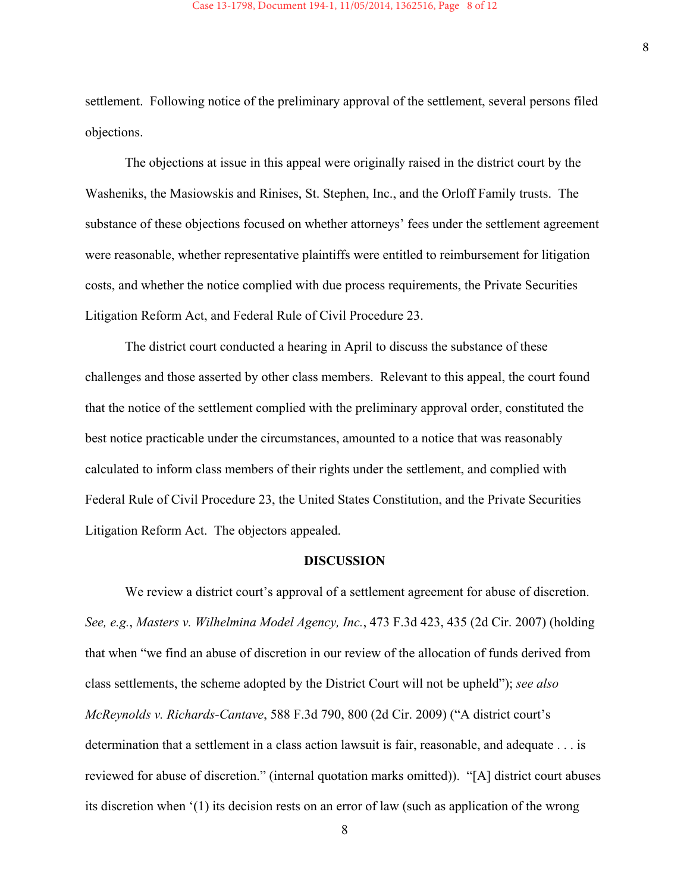settlement. Following notice of the preliminary approval of the settlement, several persons filed objections.

The objections at issue in this appeal were originally raised in the district court by the Washeniks, the Masiowskis and Rinises, St. Stephen, Inc., and the Orloff Family trusts. The substance of these objections focused on whether attorneys' fees under the settlement agreement were reasonable, whether representative plaintiffs were entitled to reimbursement for litigation costs, and whether the notice complied with due process requirements, the Private Securities Litigation Reform Act, and Federal Rule of Civil Procedure 23.

The district court conducted a hearing in April to discuss the substance of these challenges and those asserted by other class members. Relevant to this appeal, the court found that the notice of the settlement complied with the preliminary approval order, constituted the best notice practicable under the circumstances, amounted to a notice that was reasonably calculated to inform class members of their rights under the settlement, and complied with Federal Rule of Civil Procedure 23, the United States Constitution, and the Private Securities Litigation Reform Act. The objectors appealed.

**DISCUSSION**

We review a district court's approval of a settlement agreement for abuse of discretion. *See, e.g.*, *Masters v. Wilhelmina Model Agency, Inc.*, 473 F.3d 423, 435 (2d Cir. 2007) (holding that when "we find an abuse of discretion in our review of the allocation of funds derived from class settlements, the scheme adopted by the District Court will not be upheld"); *see also McReynolds v. Richards-Cantave*, 588 F.3d 790, 800 (2d Cir. 2009) ("A district court's determination that a settlement in a class action lawsuit is fair, reasonable, and adequate . . . is reviewed for abuse of discretion." (internal quotation marks omitted)). "[A] district court abuses its discretion when '(1) its decision rests on an error of law (such as application of the wrong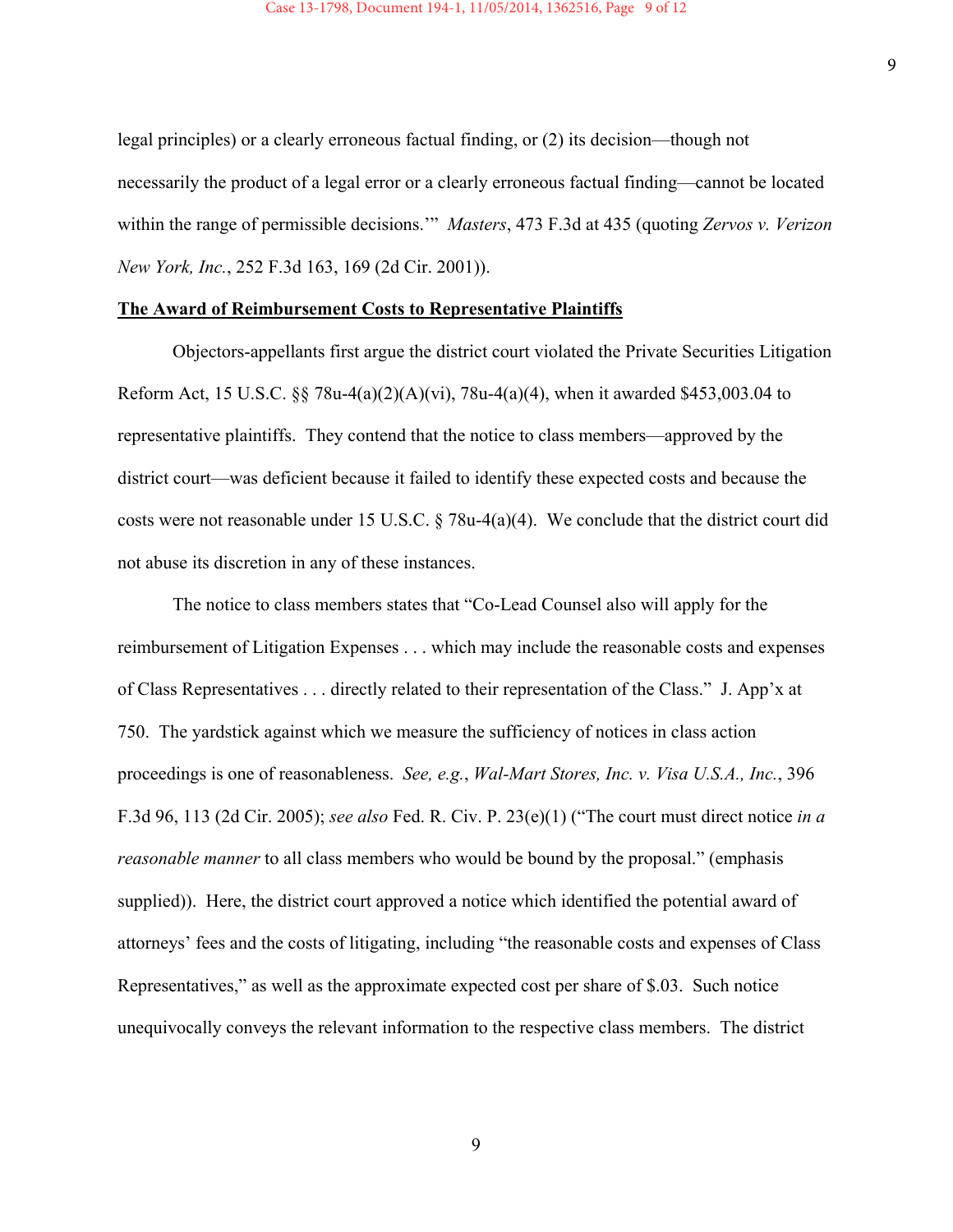legal principles) or a clearly erroneous factual finding, or (2) its decision—though not necessarily the product of a legal error or a clearly erroneous factual finding—cannot be located within the range of permissible decisions.'" *Masters*, 473 F.3d at 435 (quoting *Zervos v. Verizon New York, Inc.*, 252 F.3d 163, 169 (2d Cir. 2001)).

**The Award of Reimbursement Costs to Representative Plaintiffs**

Objectors-appellants first argue the district court violated the Private Securities Litigation Reform Act, 15 U.S.C. §§ 78u-4(a)(2)(A)(vi), 78u-4(a)(4), when it awarded $453,003.04 to representative plaintiffs. They contend that the notice to class members—approved by the district court—was deficient because it failed to identify these expected costs and because the costs were not reasonable under 15 U.S.C. § 78u-4(a)(4). We conclude that the district court did not abuse its discretion in any of these instances.

The notice to class members states that "Co-Lead Counsel also will apply for the reimbursement of Litigation Expenses . . . which may include the reasonable costs and expenses of Class Representatives . . . directly related to their representation of the Class." J. App'x at 750. The yardstick against which we measure the sufficiency of notices in class action proceedings is one of reasonableness. *See, e.g.*, *Wal-Mart Stores, Inc. v. Visa U.S.A., Inc.*, 396 F.3d 96, 113 (2d Cir. 2005); *see also* Fed. R. Civ. P. 23(e)(1) ("The court must direct notice *in a reasonable manner* to all class members who would be bound by the proposal." (emphasis supplied)). Here, the district court approved a notice which identified the potential award of attorneys' fees and the costs of litigating, including "the reasonable costs and expenses of Class Representatives," as well as the approximate expected cost per share of $.03. Such notice unequivocally conveys the relevant information to the respective class members. The district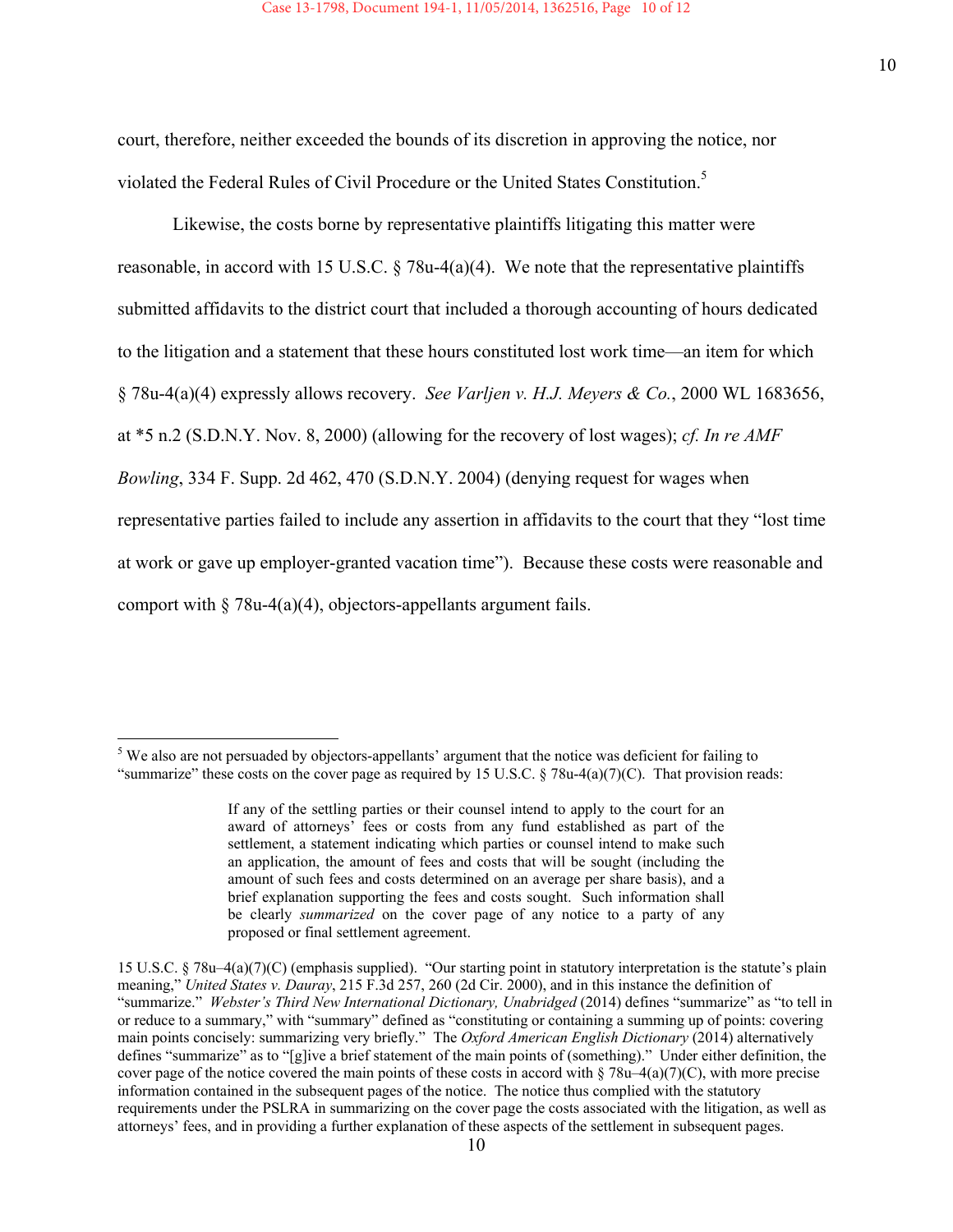court, therefore, neither exceeded the bounds of its discretion in approving the notice, nor violated the Federal Rules of Civil Procedure or the United States Constitution.[5]

Likewise, the costs borne by representative plaintiffs litigating this matter were reasonable, in accord with 15 U.S.C. § 78u-4(a)(4). We note that the representative plaintiffs submitted affidavits to the district court that included a thorough accounting of hours dedicated to the litigation and a statement that these hours constituted lost work time—an item for which § 78u-4(a)(4) expressly allows recovery. *See Varljen v. H.J. Meyers & Co.*, 2000 WL 1683656, at *5 n.2 (S.D.N.Y. Nov. 8, 2000) (allowing for the recovery of lost wages); *cf. In re AMF Bowling*, 334 F. Supp. 2d 462, 470 (S.D.N.Y. 2004) (denying request for wages when representative parties failed to include any assertion in affidavits to the court that they "lost time at work or gave up employer-granted vacation time"). Because these costs were reasonable and comport with § 78u-4(a)(4), objectors-appellants argument fails.

---

[5] We also are not persuaded by objectors-appellants' argument that the notice was deficient for failing to "summarize" these costs on the cover page as required by 15 U.S.C. § 78u-4(a)(7)(C). That provision reads:

> If any of the settling parties or their counsel intend to apply to the court for an award of attorneys' fees or costs from any fund established as part of the settlement, a statement indicating which parties or counsel intend to make such an application, the amount of fees and costs that will be sought (including the amount of such fees and costs determined on an average per share basis), and a brief explanation supporting the fees and costs sought. Such information shall be clearly *summarized* on the cover page of any notice to a party of any proposed or final settlement agreement.

15 U.S.C. § 78u–4(a)(7)(C) (emphasis supplied). "Our starting point in statutory interpretation is the statute's plain meaning," *United States v. Dauray*, 215 F.3d 257, 260 (2d Cir. 2000), and in this instance the definition of "summarize." *Webster's Third New International Dictionary, Unabridged* (2014) defines "summarize" as "to tell in or reduce to a summary," with "summary" defined as "constituting or containing a summing up of points: covering main points concisely: summarizing very briefly." The *Oxford American English Dictionary* (2014) alternatively defines "summarize" as to "[g]ive a brief statement of the main points of (something)." Under either definition, the cover page of the notice covered the main points of these costs in accord with § 78u–4(a)(7)(C), with more precise information contained in the subsequent pages of the notice. The notice thus complied with the statutory requirements under the PSLRA in summarizing on the cover page the costs associated with the litigation, as well as attorneys' fees, and in providing a further explanation of these aspects of the settlement in subsequent pages.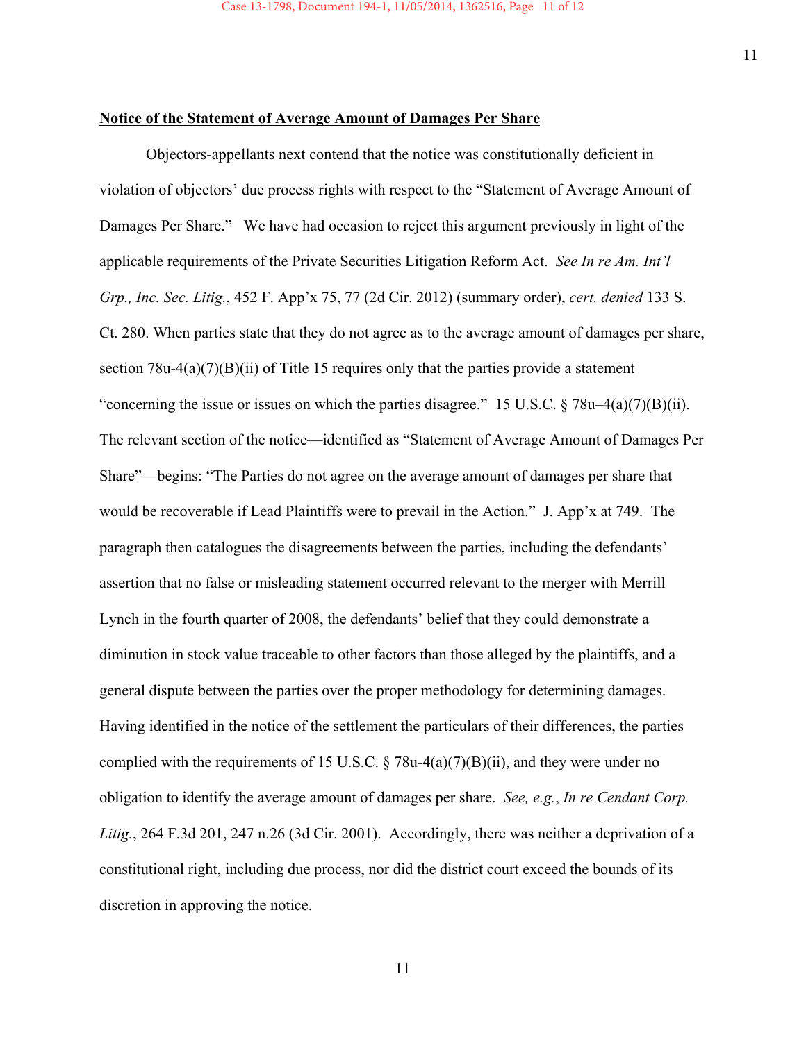**Notice of the Statement of Average Amount of Damages Per Share**

Objectors-appellants next contend that the notice was constitutionally deficient in violation of objectors' due process rights with respect to the "Statement of Average Amount of Damages Per Share." We have had occasion to reject this argument previously in light of the applicable requirements of the Private Securities Litigation Reform Act. *See In re Am. Int'l Grp., Inc. Sec. Litig.*, 452 F. App'x 75, 77 (2d Cir. 2012) (summary order), *cert. denied* 133 S. Ct. 280. When parties state that they do not agree as to the average amount of damages per share, section 78u-4(a)(7)(B)(ii) of Title 15 requires only that the parties provide a statement "concerning the issue or issues on which the parties disagree." 15 U.S.C. § 78u–4(a)(7)(B)(ii). The relevant section of the notice—identified as "Statement of Average Amount of Damages Per Share"—begins: "The Parties do not agree on the average amount of damages per share that would be recoverable if Lead Plaintiffs were to prevail in the Action." J. App'x at 749. The paragraph then catalogues the disagreements between the parties, including the defendants' assertion that no false or misleading statement occurred relevant to the merger with Merrill Lynch in the fourth quarter of 2008, the defendants' belief that they could demonstrate a diminution in stock value traceable to other factors than those alleged by the plaintiffs, and a general dispute between the parties over the proper methodology for determining damages. Having identified in the notice of the settlement the particulars of their differences, the parties complied with the requirements of 15 U.S.C. § 78u-4(a)(7)(B)(ii), and they were under no obligation to identify the average amount of damages per share. *See, e.g.*, *In re Cendant Corp. Litig.*, 264 F.3d 201, 247 n.26 (3d Cir. 2001). Accordingly, there was neither a deprivation of a constitutional right, including due process, nor did the district court exceed the bounds of its discretion in approving the notice.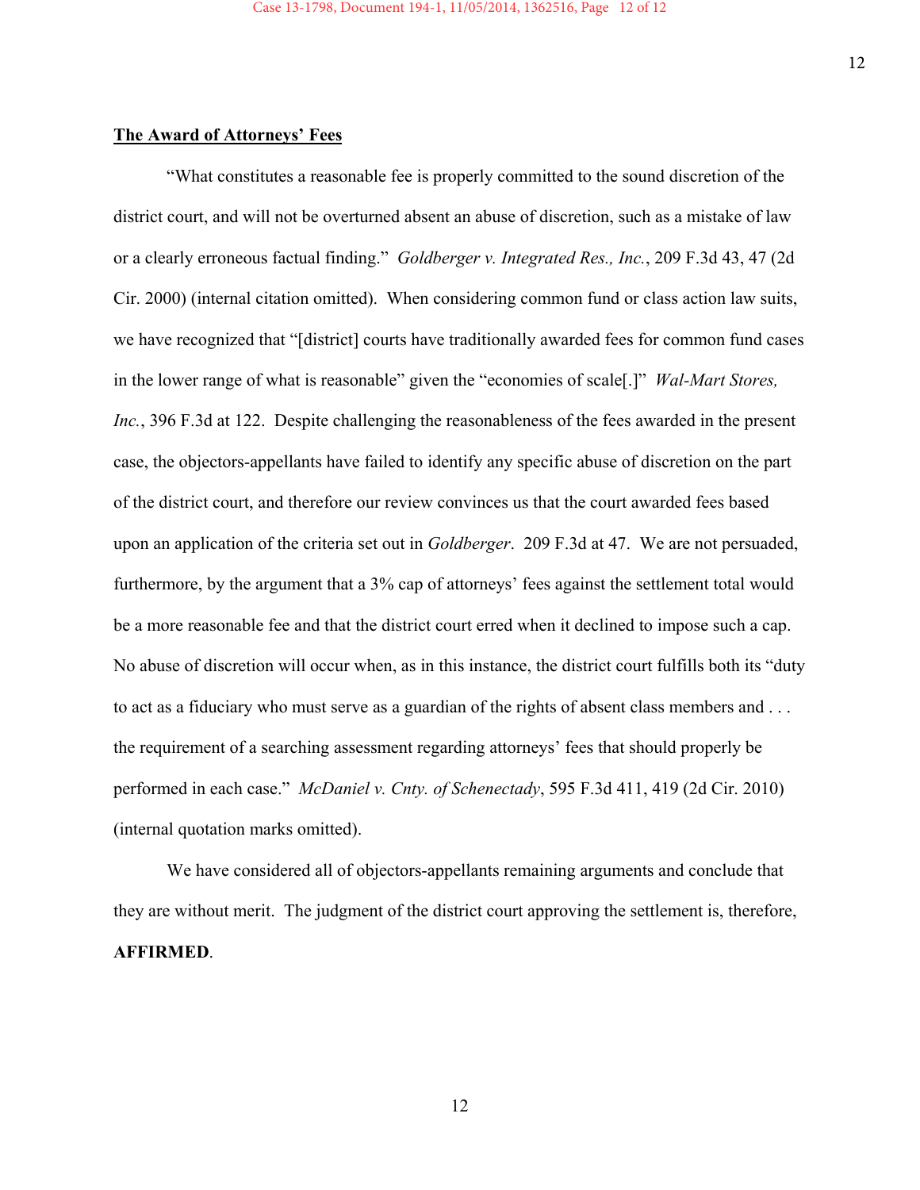**The Award of Attorneys' Fees**

"What constitutes a reasonable fee is properly committed to the sound discretion of the district court, and will not be overturned absent an abuse of discretion, such as a mistake of law or a clearly erroneous factual finding." *Goldberger v. Integrated Res., Inc.*, 209 F.3d 43, 47 (2d Cir. 2000) (internal citation omitted). When considering common fund or class action law suits, we have recognized that "[district] courts have traditionally awarded fees for common fund cases in the lower range of what is reasonable" given the "economies of scale[.]" *Wal-Mart Stores, Inc.*, 396 F.3d at 122. Despite challenging the reasonableness of the fees awarded in the present case, the objectors-appellants have failed to identify any specific abuse of discretion on the part of the district court, and therefore our review convinces us that the court awarded fees based upon an application of the criteria set out in *Goldberger*. 209 F.3d at 47. We are not persuaded, furthermore, by the argument that a 3% cap of attorneys' fees against the settlement total would be a more reasonable fee and that the district court erred when it declined to impose such a cap. No abuse of discretion will occur when, as in this instance, the district court fulfills both its "duty to act as a fiduciary who must serve as a guardian of the rights of absent class members and . . . the requirement of a searching assessment regarding attorneys' fees that should properly be performed in each case." *McDaniel v. Cnty. of Schenectady*, 595 F.3d 411, 419 (2d Cir. 2010) (internal quotation marks omitted).

We have considered all of objectors-appellants remaining arguments and conclude that they are without merit. The judgment of the district court approving the settlement is, therefore, **AFFIRMED**.